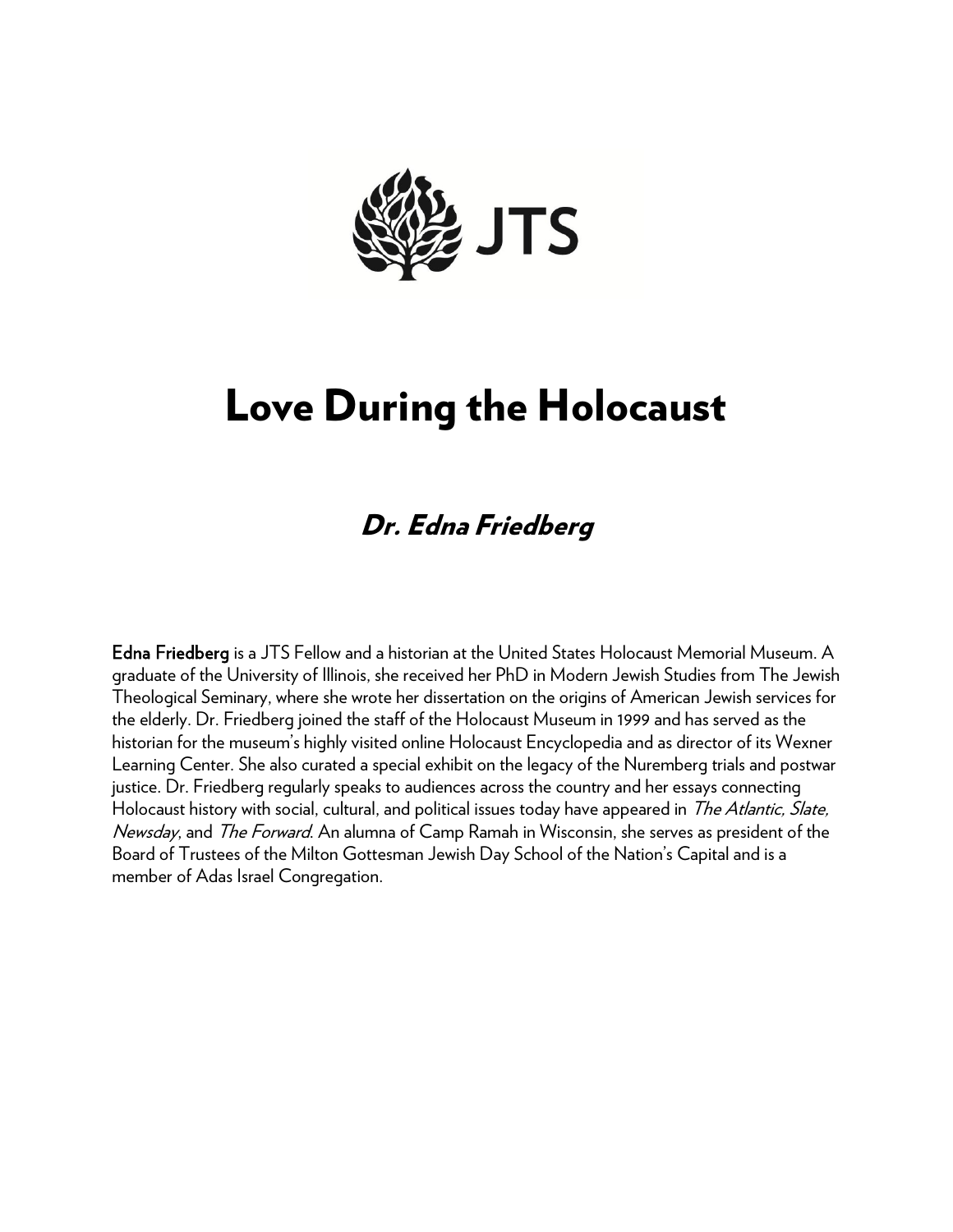JTS

# Love During the Holocaust

## *Dr. Edna Friedberg*

**Edna Friedberg** is a JTS Fellow and a historian at the United States Holocaust Memorial Museum. A graduate of the University of Illinois, she received her PhD in Modern Jewish Studies from The Jewish Theological Seminary, where she wrote her dissertation on the origins of American Jewish services for the elderly. Dr. Friedberg joined the staff of the Holocaust Museum in 1999 and has served as the historian for the museum's highly visited online Holocaust Encyclopedia and as director of its Wexner Learning Center. She also curated a special exhibit on the legacy of the Nuremberg trials and postwar justice. Dr. Friedberg regularly speaks to audiences across the country and her essays connecting Holocaust history with social, cultural, and political issues today have appeared in *The Atlantic, Slate, Newsday*, and *The Forward*. An alumna of Camp Ramah in Wisconsin, she serves as president of the Board of Trustees of the Milton Gottesman Jewish Day School of the Nation's Capital and is a member of Adas Israel Congregation.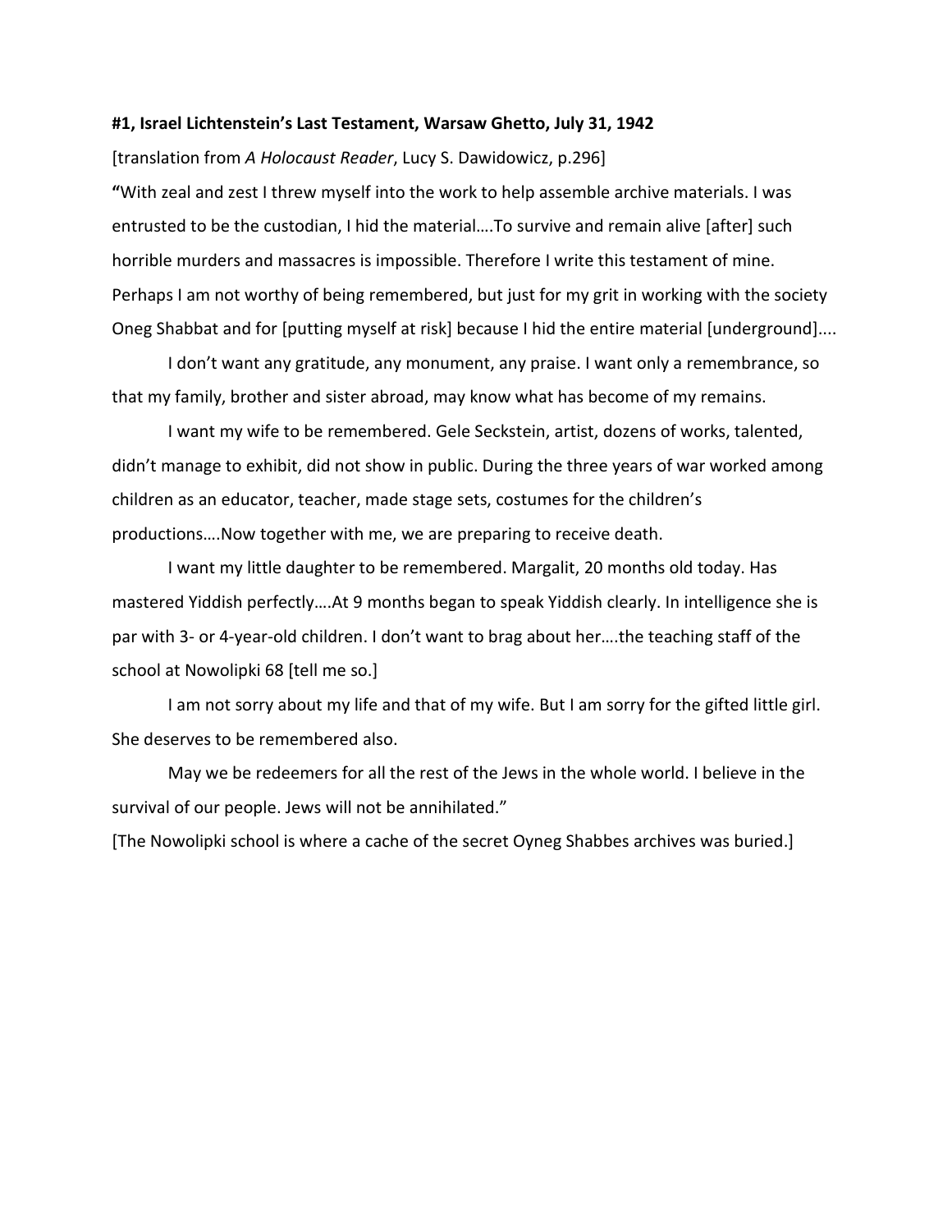**#1, Israel Lichtenstein's Last Testament, Warsaw Ghetto, July 31, 1942**

[translation from *A Holocaust Reader*, Lucy S. Dawidowicz, p.296]

**"**With zeal and zest I threw myself into the work to help assemble archive materials. I was entrusted to be the custodian, I hid the material….To survive and remain alive [after] such horrible murders and massacres is impossible. Therefore I write this testament of mine. Perhaps I am not worthy of being remembered, but just for my grit in working with the society Oneg Shabbat and for [putting myself at risk] because I hid the entire material [underground]....

I don't want any gratitude, any monument, any praise. I want only a remembrance, so that my family, brother and sister abroad, may know what has become of my remains.

I want my wife to be remembered. Gele Seckstein, artist, dozens of works, talented, didn't manage to exhibit, did not show in public. During the three years of war worked among children as an educator, teacher, made stage sets, costumes for the children's productions….Now together with me, we are preparing to receive death.

I want my little daughter to be remembered. Margalit, 20 months old today. Has mastered Yiddish perfectly….At 9 months began to speak Yiddish clearly. In intelligence she is par with 3- or 4-year-old children. I don't want to brag about her….the teaching staff of the school at Nowolipki 68 [tell me so.]

I am not sorry about my life and that of my wife. But I am sorry for the gifted little girl. She deserves to be remembered also.

May we be redeemers for all the rest of the Jews in the whole world. I believe in the survival of our people. Jews will not be annihilated."

[The Nowolipki school is where a cache of the secret Oyneg Shabbes archives was buried.]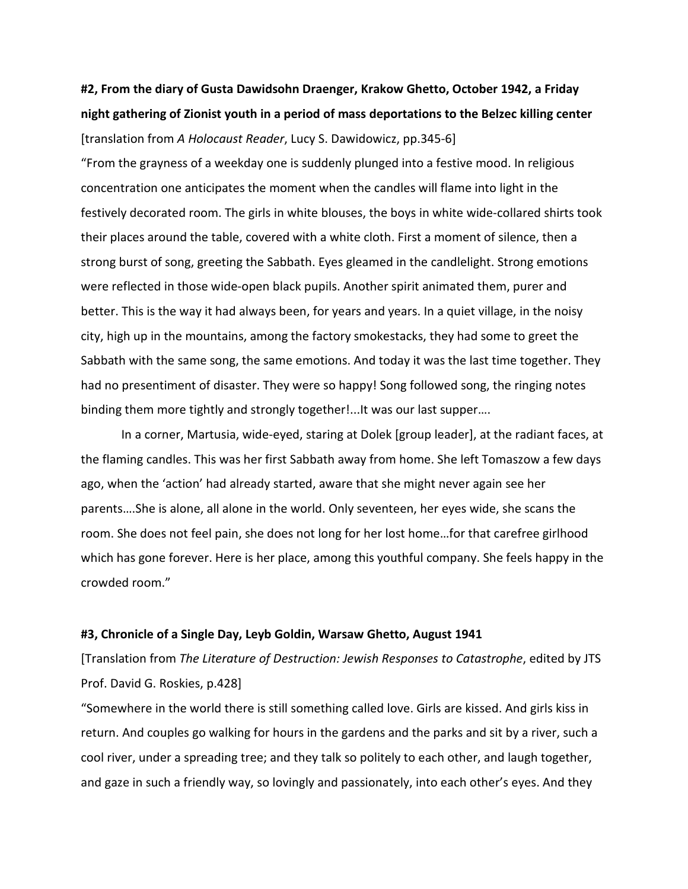**#2, From the diary of Gusta Dawidsohn Draenger, Krakow Ghetto, October 1942, a Friday night gathering of Zionist youth in a period of mass deportations to the Belzec killing center**

[translation from *A Holocaust Reader*, Lucy S. Dawidowicz, pp.345-6]

"From the grayness of a weekday one is suddenly plunged into a festive mood. In religious concentration one anticipates the moment when the candles will flame into light in the festively decorated room. The girls in white blouses, the boys in white wide-collared shirts took their places around the table, covered with a white cloth. First a moment of silence, then a strong burst of song, greeting the Sabbath. Eyes gleamed in the candlelight. Strong emotions were reflected in those wide-open black pupils. Another spirit animated them, purer and better. This is the way it had always been, for years and years. In a quiet village, in the noisy city, high up in the mountains, among the factory smokestacks, they had some to greet the Sabbath with the same song, the same emotions. And today it was the last time together. They had no presentiment of disaster. They were so happy! Song followed song, the ringing notes binding them more tightly and strongly together!...It was our last supper….

In a corner, Martusia, wide-eyed, staring at Dolek [group leader], at the radiant faces, at the flaming candles. This was her first Sabbath away from home. She left Tomaszow a few days ago, when the 'action' had already started, aware that she might never again see her parents….She is alone, all alone in the world. Only seventeen, her eyes wide, she scans the room. She does not feel pain, she does not long for her lost home…for that carefree girlhood which has gone forever. Here is her place, among this youthful company. She feels happy in the crowded room."

**#3, Chronicle of a Single Day, Leyb Goldin, Warsaw Ghetto, August 1941**

[Translation from *The Literature of Destruction: Jewish Responses to Catastrophe*, edited by JTS Prof. David G. Roskies, p.428]

"Somewhere in the world there is still something called love. Girls are kissed. And girls kiss in return. And couples go walking for hours in the gardens and the parks and sit by a river, such a cool river, under a spreading tree; and they talk so politely to each other, and laugh together, and gaze in such a friendly way, so lovingly and passionately, into each other's eyes. And they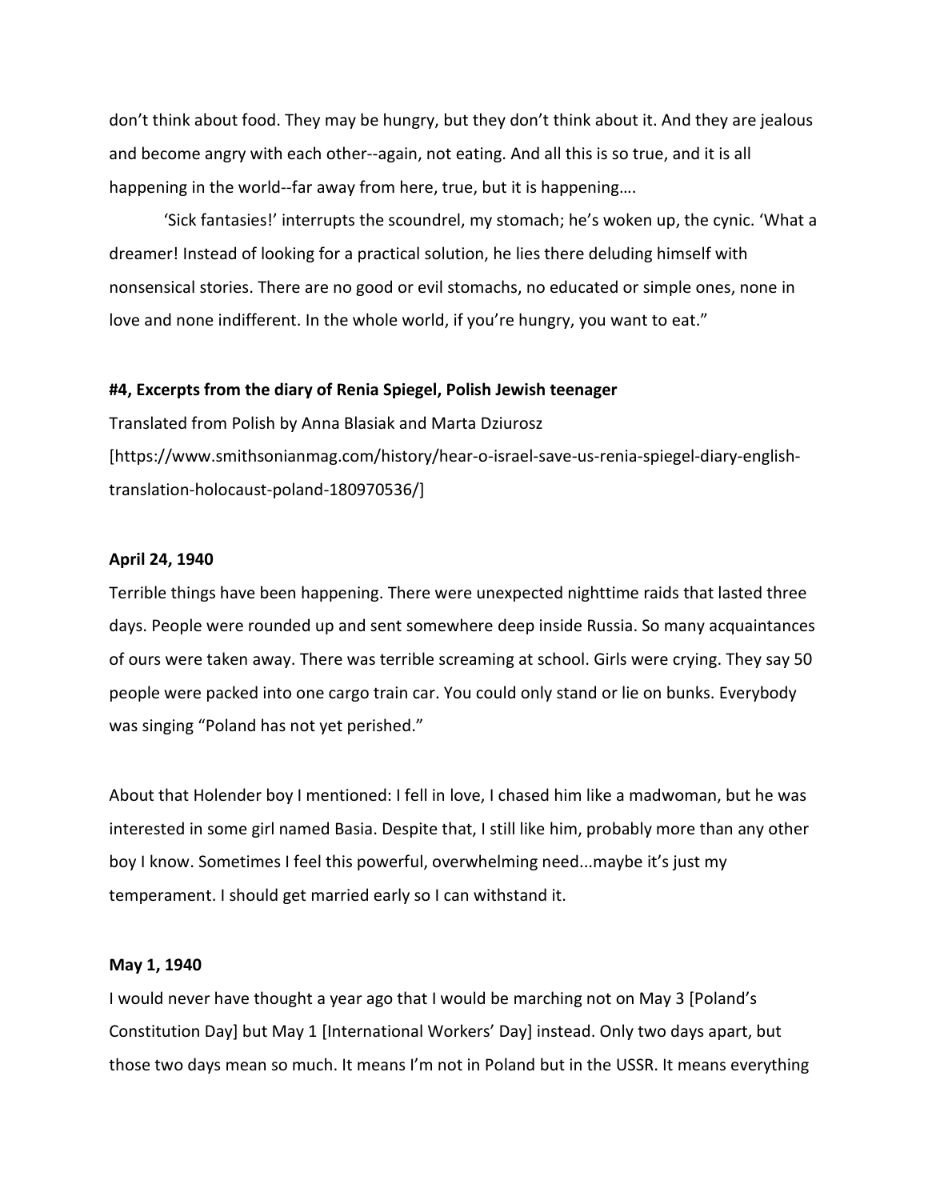don't think about food. They may be hungry, but they don't think about it. And they are jealous and become angry with each other--again, not eating. And all this is so true, and it is all happening in the world--far away from here, true, but it is happening….

'Sick fantasies!' interrupts the scoundrel, my stomach; he's woken up, the cynic. 'What a dreamer! Instead of looking for a practical solution, he lies there deluding himself with nonsensical stories. There are no good or evil stomachs, no educated or simple ones, none in love and none indifferent. In the whole world, if you're hungry, you want to eat."

**#4, Excerpts from the diary of Renia Spiegel, Polish Jewish teenager**

Translated from Polish by Anna Blasiak and Marta Dziurosz
[https://www.smithsonianmag.com/history/hear-o-israel-save-us-renia-spiegel-diary-english-translation-holocaust-poland-180970536/]

**April 24, 1940**

Terrible things have been happening. There were unexpected nighttime raids that lasted three days. People were rounded up and sent somewhere deep inside Russia. So many acquaintances of ours were taken away. There was terrible screaming at school. Girls were crying. They say 50 people were packed into one cargo train car. You could only stand or lie on bunks. Everybody was singing "Poland has not yet perished."

About that Holender boy I mentioned: I fell in love, I chased him like a madwoman, but he was interested in some girl named Basia. Despite that, I still like him, probably more than any other boy I know. Sometimes I feel this powerful, overwhelming need...maybe it's just my temperament. I should get married early so I can withstand it.

**May 1, 1940**

I would never have thought a year ago that I would be marching not on May 3 [Poland's Constitution Day] but May 1 [International Workers' Day] instead. Only two days apart, but those two days mean so much. It means I'm not in Poland but in the USSR. It means everything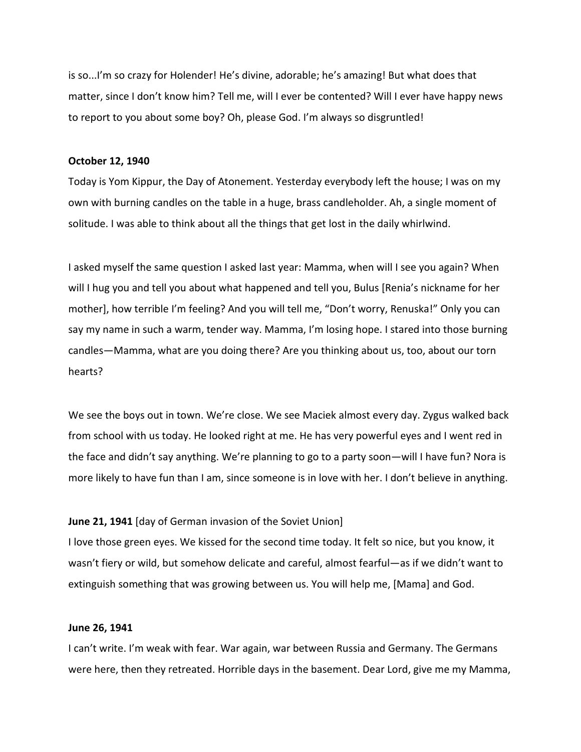is so...I'm so crazy for Holender! He's divine, adorable; he's amazing! But what does that matter, since I don't know him? Tell me, will I ever be contented? Will I ever have happy news to report to you about some boy? Oh, please God. I'm always so disgruntled!

**October 12, 1940**
Today is Yom Kippur, the Day of Atonement. Yesterday everybody left the house; I was on my own with burning candles on the table in a huge, brass candleholder. Ah, a single moment of solitude. I was able to think about all the things that get lost in the daily whirlwind.

I asked myself the same question I asked last year: Mamma, when will I see you again? When will I hug you and tell you about what happened and tell you, Bulus [Renia's nickname for her mother], how terrible I'm feeling? And you will tell me, "Don't worry, Renuska!" Only you can say my name in such a warm, tender way. Mamma, I'm losing hope. I stared into those burning candles—Mamma, what are you doing there? Are you thinking about us, too, about our torn hearts?

We see the boys out in town. We're close. We see Maciek almost every day. Zygus walked back from school with us today. He looked right at me. He has very powerful eyes and I went red in the face and didn't say anything. We're planning to go to a party soon—will I have fun? Nora is more likely to have fun than I am, since someone is in love with her. I don't believe in anything.

**June 21, 1941** [day of German invasion of the Soviet Union]
I love those green eyes. We kissed for the second time today. It felt so nice, but you know, it wasn't fiery or wild, but somehow delicate and careful, almost fearful—as if we didn't want to extinguish something that was growing between us. You will help me, [Mama] and God.

**June 26, 1941**
I can't write. I'm weak with fear. War again, war between Russia and Germany. The Germans were here, then they retreated. Horrible days in the basement. Dear Lord, give me my Mamma,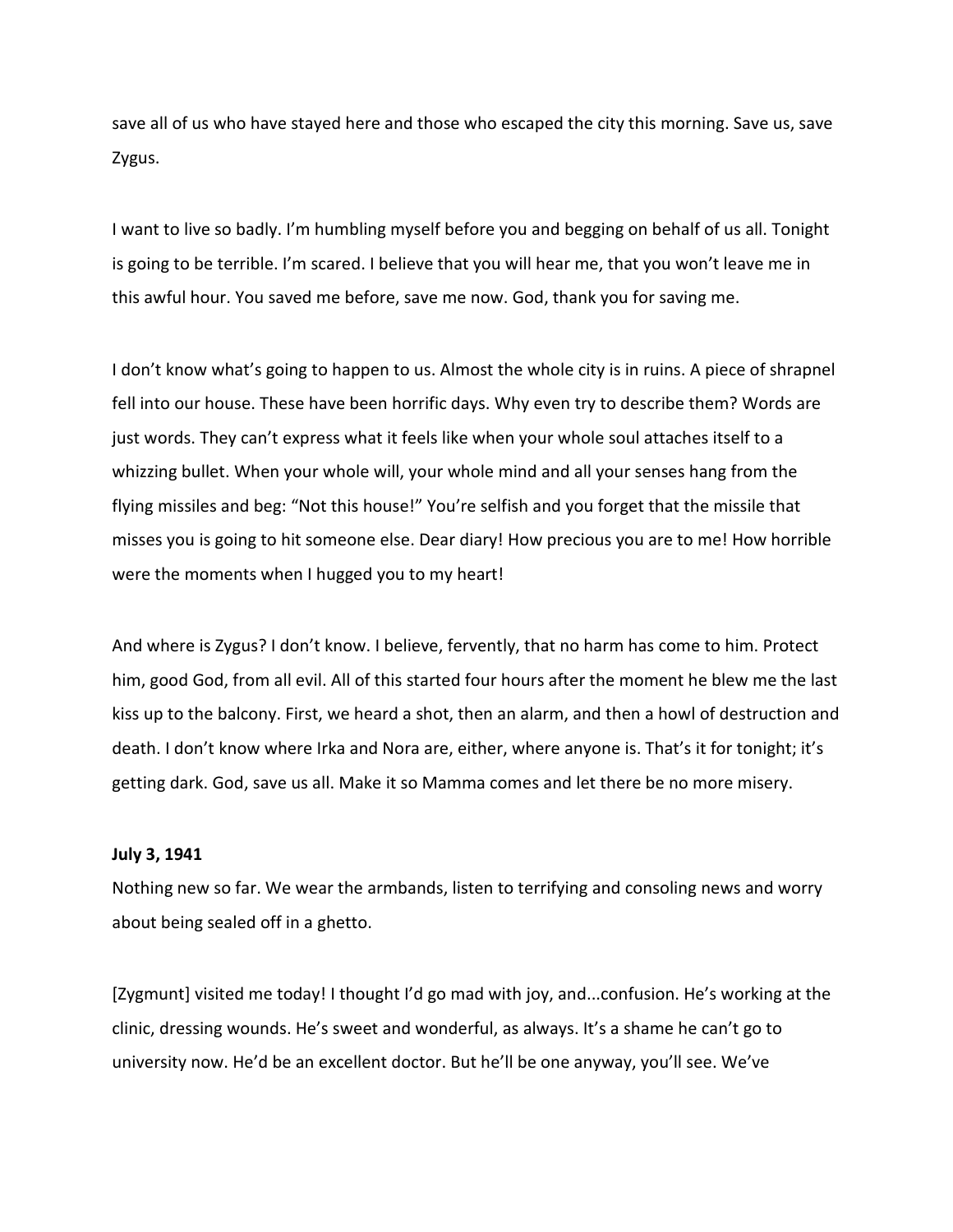save all of us who have stayed here and those who escaped the city this morning. Save us, save Zygus.

I want to live so badly. I'm humbling myself before you and begging on behalf of us all. Tonight is going to be terrible. I'm scared. I believe that you will hear me, that you won't leave me in this awful hour. You saved me before, save me now. God, thank you for saving me.

I don't know what's going to happen to us. Almost the whole city is in ruins. A piece of shrapnel fell into our house. These have been horrific days. Why even try to describe them? Words are just words. They can't express what it feels like when your whole soul attaches itself to a whizzing bullet. When your whole will, your whole mind and all your senses hang from the flying missiles and beg: "Not this house!" You're selfish and you forget that the missile that misses you is going to hit someone else. Dear diary! How precious you are to me! How horrible were the moments when I hugged you to my heart!

And where is Zygus? I don't know. I believe, fervently, that no harm has come to him. Protect him, good God, from all evil. All of this started four hours after the moment he blew me the last kiss up to the balcony. First, we heard a shot, then an alarm, and then a howl of destruction and death. I don't know where Irka and Nora are, either, where anyone is. That's it for tonight; it's getting dark. God, save us all. Make it so Mamma comes and let there be no more misery.

**July 3, 1941**

Nothing new so far. We wear the armbands, listen to terrifying and consoling news and worry about being sealed off in a ghetto.

[Zygmunt] visited me today! I thought I'd go mad with joy, and...confusion. He's working at the clinic, dressing wounds. He's sweet and wonderful, as always. It's a shame he can't go to university now. He'd be an excellent doctor. But he'll be one anyway, you'll see. We've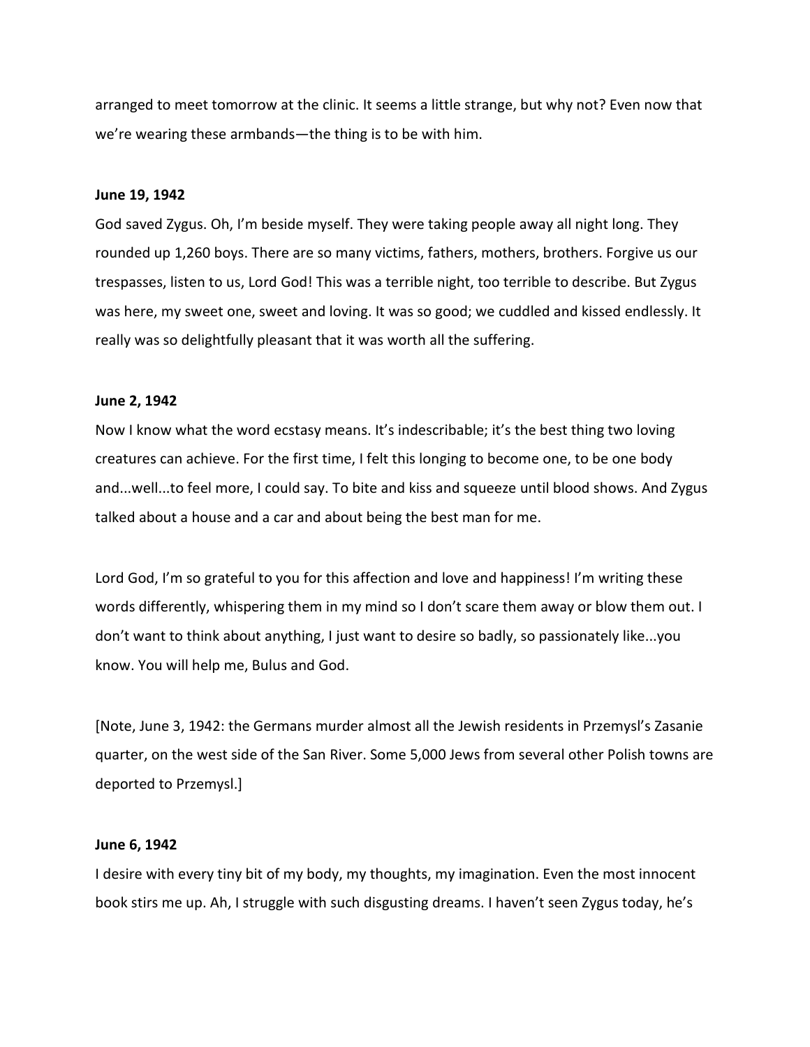arranged to meet tomorrow at the clinic. It seems a little strange, but why not? Even now that we're wearing these armbands—the thing is to be with him.

**June 19, 1942**

God saved Zygus. Oh, I'm beside myself. They were taking people away all night long. They rounded up 1,260 boys. There are so many victims, fathers, mothers, brothers. Forgive us our trespasses, listen to us, Lord God! This was a terrible night, too terrible to describe. But Zygus was here, my sweet one, sweet and loving. It was so good; we cuddled and kissed endlessly. It really was so delightfully pleasant that it was worth all the suffering.

**June 2, 1942**

Now I know what the word ecstasy means. It's indescribable; it's the best thing two loving creatures can achieve. For the first time, I felt this longing to become one, to be one body and...well...to feel more, I could say. To bite and kiss and squeeze until blood shows. And Zygus talked about a house and a car and about being the best man for me.

Lord God, I'm so grateful to you for this affection and love and happiness! I'm writing these words differently, whispering them in my mind so I don't scare them away or blow them out. I don't want to think about anything, I just want to desire so badly, so passionately like...you know. You will help me, Bulus and God.

[Note, June 3, 1942: the Germans murder almost all the Jewish residents in Przemysl's Zasanie quarter, on the west side of the San River. Some 5,000 Jews from several other Polish towns are deported to Przemysl.]

**June 6, 1942**

I desire with every tiny bit of my body, my thoughts, my imagination. Even the most innocent book stirs me up. Ah, I struggle with such disgusting dreams. I haven't seen Zygus today, he's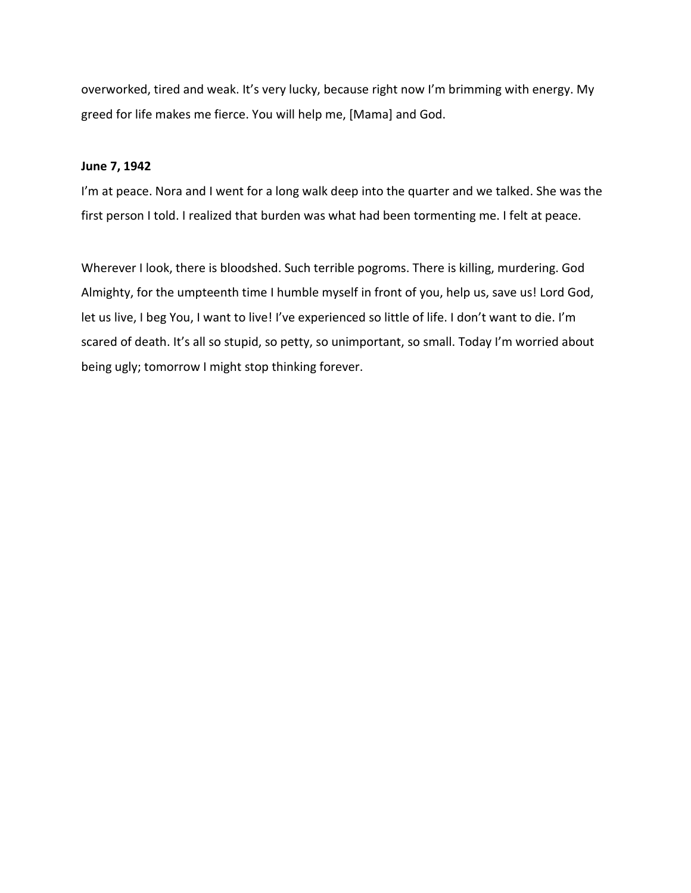overworked, tired and weak. It's very lucky, because right now I'm brimming with energy. My greed for life makes me fierce. You will help me, [Mama] and God.

**June 7, 1942**

I'm at peace. Nora and I went for a long walk deep into the quarter and we talked. She was the first person I told. I realized that burden was what had been tormenting me. I felt at peace.

Wherever I look, there is bloodshed. Such terrible pogroms. There is killing, murdering. God Almighty, for the umpteenth time I humble myself in front of you, help us, save us! Lord God, let us live, I beg You, I want to live! I've experienced so little of life. I don't want to die. I'm scared of death. It's all so stupid, so petty, so unimportant, so small. Today I'm worried about being ugly; tomorrow I might stop thinking forever.